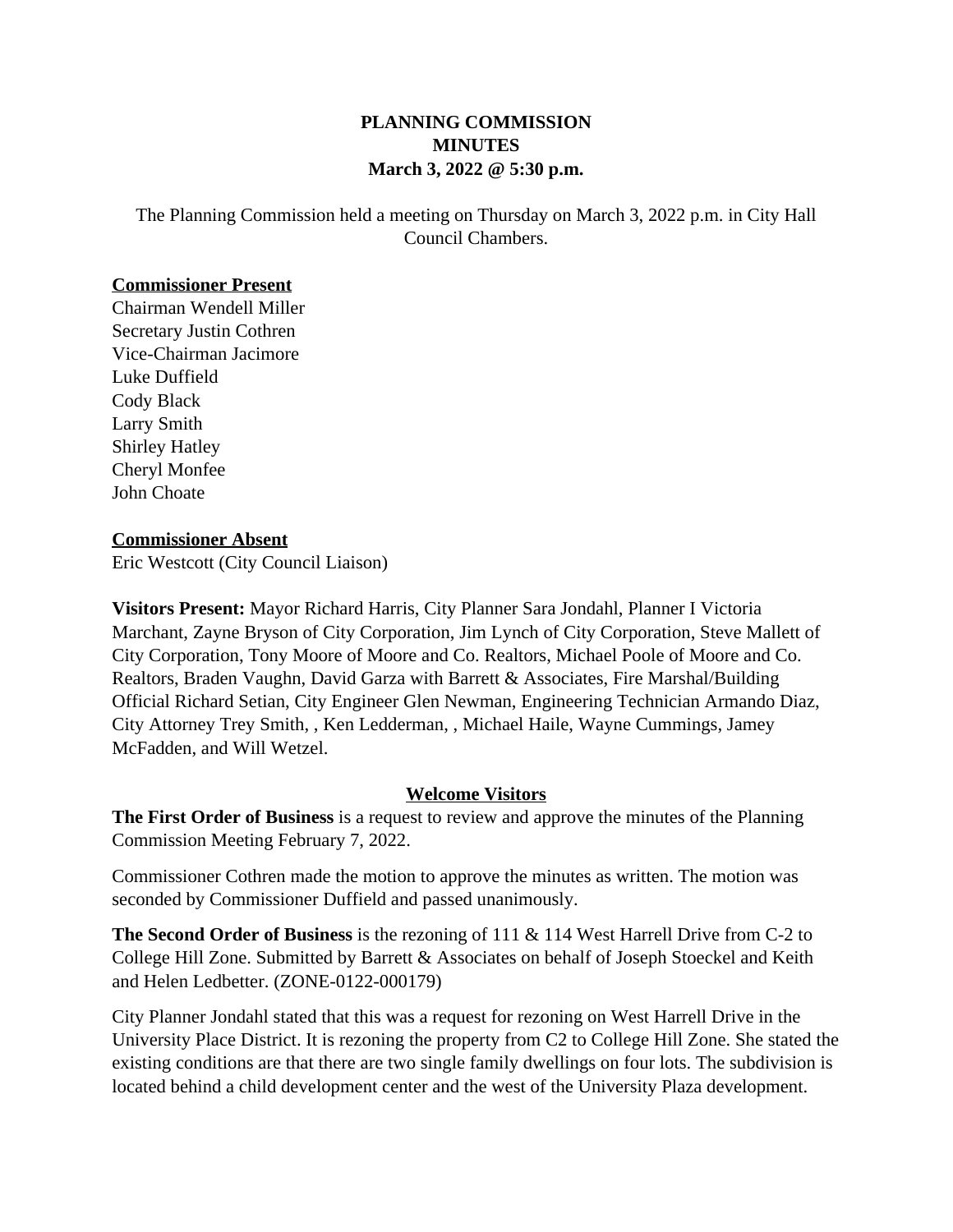# PLANNING COMMISSION
## MINUTES
### March 3, 2022 @ 5:30 p.m.

The Planning Commission held a meeting on Thursday on March 3, 2022 p.m. in City Hall Council Chambers.

**Commissioner Present**

Chairman Wendell Miller
Secretary Justin Cothren
Vice-Chairman Jacimore
Luke Duffield
Cody Black
Larry Smith
Shirley Hatley
Cheryl Monfee
John Choate

**Commissioner Absent**

Eric Westcott (City Council Liaison)

**Visitors Present:** Mayor Richard Harris, City Planner Sara Jondahl, Planner I Victoria Marchant, Zayne Bryson of City Corporation, Jim Lynch of City Corporation, Steve Mallett of City Corporation, Tony Moore of Moore and Co. Realtors, Michael Poole of Moore and Co. Realtors, Braden Vaughn, David Garza with Barrett & Associates, Fire Marshal/Building Official Richard Setian, City Engineer Glen Newman, Engineering Technician Armando Diaz, City Attorney Trey Smith, , Ken Ledderman, , Michael Haile, Wayne Cummings, Jamey McFadden, and Will Wetzel.

**Welcome Visitors**

**The First Order of Business** is a request to review and approve the minutes of the Planning Commission Meeting February 7, 2022.

Commissioner Cothren made the motion to approve the minutes as written. The motion was seconded by Commissioner Duffield and passed unanimously.

**The Second Order of Business** is the rezoning of 111 & 114 West Harrell Drive from C-2 to College Hill Zone. Submitted by Barrett & Associates on behalf of Joseph Stoeckel and Keith and Helen Ledbetter. (ZONE-0122-000179)

City Planner Jondahl stated that this was a request for rezoning on West Harrell Drive in the University Place District. It is rezoning the property from C2 to College Hill Zone. She stated the existing conditions are that there are two single family dwellings on four lots. The subdivision is located behind a child development center and the west of the University Plaza development.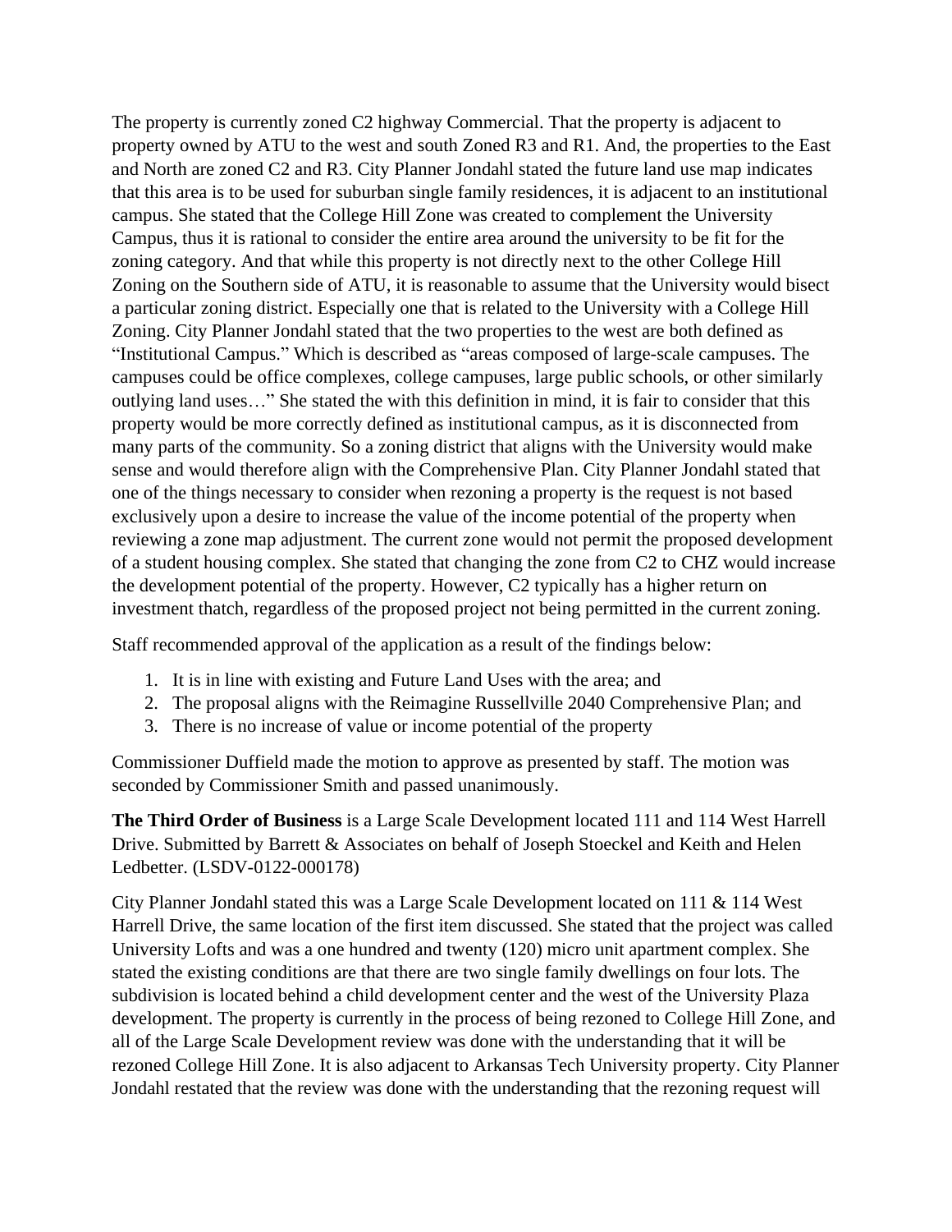The property is currently zoned C2 highway Commercial. That the property is adjacent to property owned by ATU to the west and south Zoned R3 and R1. And, the properties to the East and North are zoned C2 and R3. City Planner Jondahl stated the future land use map indicates that this area is to be used for suburban single family residences, it is adjacent to an institutional campus. She stated that the College Hill Zone was created to complement the University Campus, thus it is rational to consider the entire area around the university to be fit for the zoning category. And that while this property is not directly next to the other College Hill Zoning on the Southern side of ATU, it is reasonable to assume that the University would bisect a particular zoning district. Especially one that is related to the University with a College Hill Zoning. City Planner Jondahl stated that the two properties to the west are both defined as "Institutional Campus." Which is described as "areas composed of large-scale campuses. The campuses could be office complexes, college campuses, large public schools, or other similarly outlying land uses…" She stated the with this definition in mind, it is fair to consider that this property would be more correctly defined as institutional campus, as it is disconnected from many parts of the community. So a zoning district that aligns with the University would make sense and would therefore align with the Comprehensive Plan. City Planner Jondahl stated that one of the things necessary to consider when rezoning a property is the request is not based exclusively upon a desire to increase the value of the income potential of the property when reviewing a zone map adjustment. The current zone would not permit the proposed development of a student housing complex. She stated that changing the zone from C2 to CHZ would increase the development potential of the property. However, C2 typically has a higher return on investment thatch, regardless of the proposed project not being permitted in the current zoning.

Staff recommended approval of the application as a result of the findings below:

1. It is in line with existing and Future Land Uses with the area; and
2. The proposal aligns with the Reimagine Russellville 2040 Comprehensive Plan; and
3. There is no increase of value or income potential of the property

Commissioner Duffield made the motion to approve as presented by staff. The motion was seconded by Commissioner Smith and passed unanimously.

**The Third Order of Business** is a Large Scale Development located 111 and 114 West Harrell Drive. Submitted by Barrett & Associates on behalf of Joseph Stoeckel and Keith and Helen Ledbetter. (LSDV-0122-000178)

City Planner Jondahl stated this was a Large Scale Development located on 111 & 114 West Harrell Drive, the same location of the first item discussed. She stated that the project was called University Lofts and was a one hundred and twenty (120) micro unit apartment complex. She stated the existing conditions are that there are two single family dwellings on four lots. The subdivision is located behind a child development center and the west of the University Plaza development. The property is currently in the process of being rezoned to College Hill Zone, and all of the Large Scale Development review was done with the understanding that it will be rezoned College Hill Zone. It is also adjacent to Arkansas Tech University property. City Planner Jondahl restated that the review was done with the understanding that the rezoning request will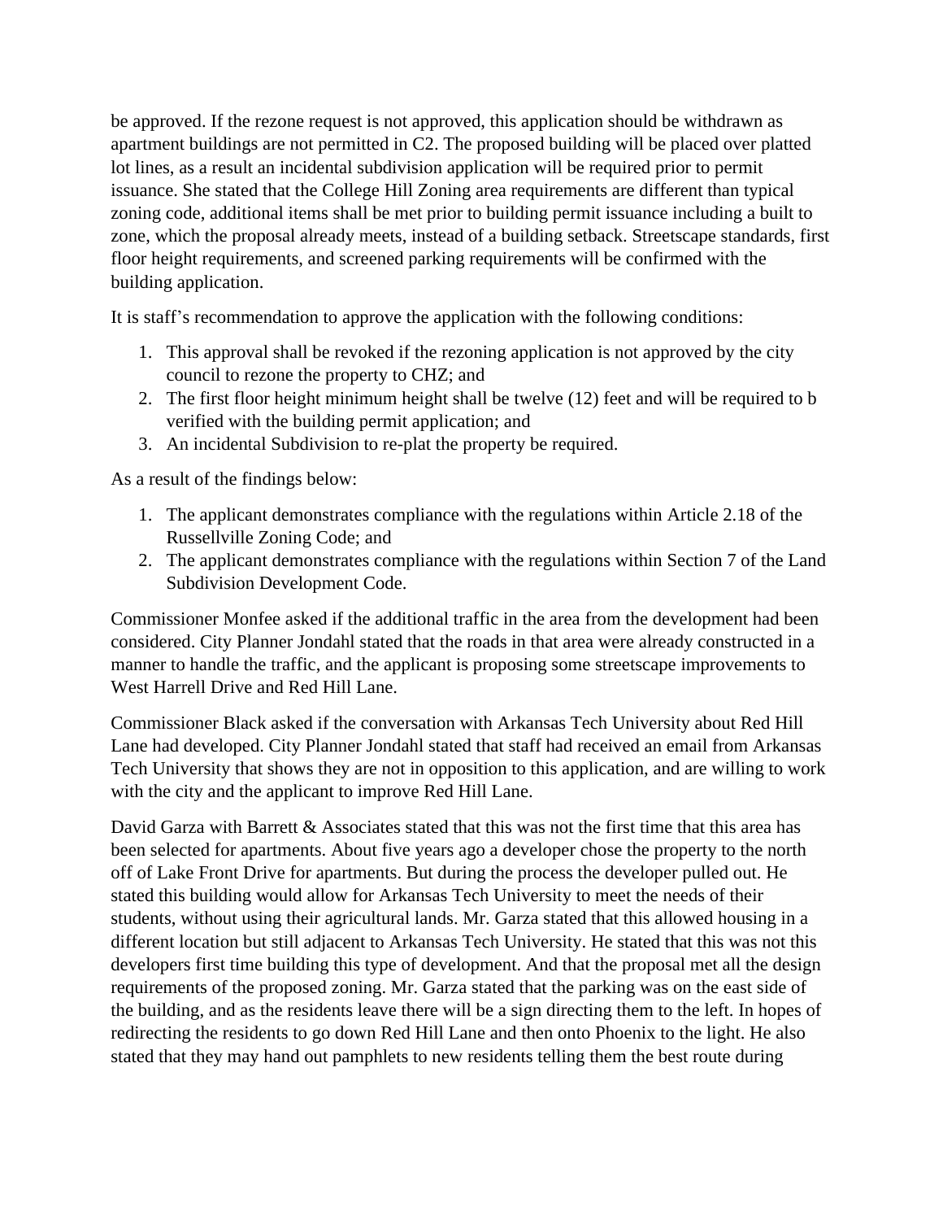be approved. If the rezone request is not approved, this application should be withdrawn as apartment buildings are not permitted in C2. The proposed building will be placed over platted lot lines, as a result an incidental subdivision application will be required prior to permit issuance. She stated that the College Hill Zoning area requirements are different than typical zoning code, additional items shall be met prior to building permit issuance including a built to zone, which the proposal already meets, instead of a building setback. Streetscape standards, first floor height requirements, and screened parking requirements will be confirmed with the building application.

It is staff's recommendation to approve the application with the following conditions:

1. This approval shall be revoked if the rezoning application is not approved by the city council to rezone the property to CHZ; and
2. The first floor height minimum height shall be twelve (12) feet and will be required to b verified with the building permit application; and
3. An incidental Subdivision to re-plat the property be required.

As a result of the findings below:

1. The applicant demonstrates compliance with the regulations within Article 2.18 of the Russellville Zoning Code; and
2. The applicant demonstrates compliance with the regulations within Section 7 of the Land Subdivision Development Code.

Commissioner Monfee asked if the additional traffic in the area from the development had been considered. City Planner Jondahl stated that the roads in that area were already constructed in a manner to handle the traffic, and the applicant is proposing some streetscape improvements to West Harrell Drive and Red Hill Lane.

Commissioner Black asked if the conversation with Arkansas Tech University about Red Hill Lane had developed. City Planner Jondahl stated that staff had received an email from Arkansas Tech University that shows they are not in opposition to this application, and are willing to work with the city and the applicant to improve Red Hill Lane.

David Garza with Barrett & Associates stated that this was not the first time that this area has been selected for apartments. About five years ago a developer chose the property to the north off of Lake Front Drive for apartments. But during the process the developer pulled out. He stated this building would allow for Arkansas Tech University to meet the needs of their students, without using their agricultural lands. Mr. Garza stated that this allowed housing in a different location but still adjacent to Arkansas Tech University. He stated that this was not this developers first time building this type of development. And that the proposal met all the design requirements of the proposed zoning. Mr. Garza stated that the parking was on the east side of the building, and as the residents leave there will be a sign directing them to the left. In hopes of redirecting the residents to go down Red Hill Lane and then onto Phoenix to the light. He also stated that they may hand out pamphlets to new residents telling them the best route during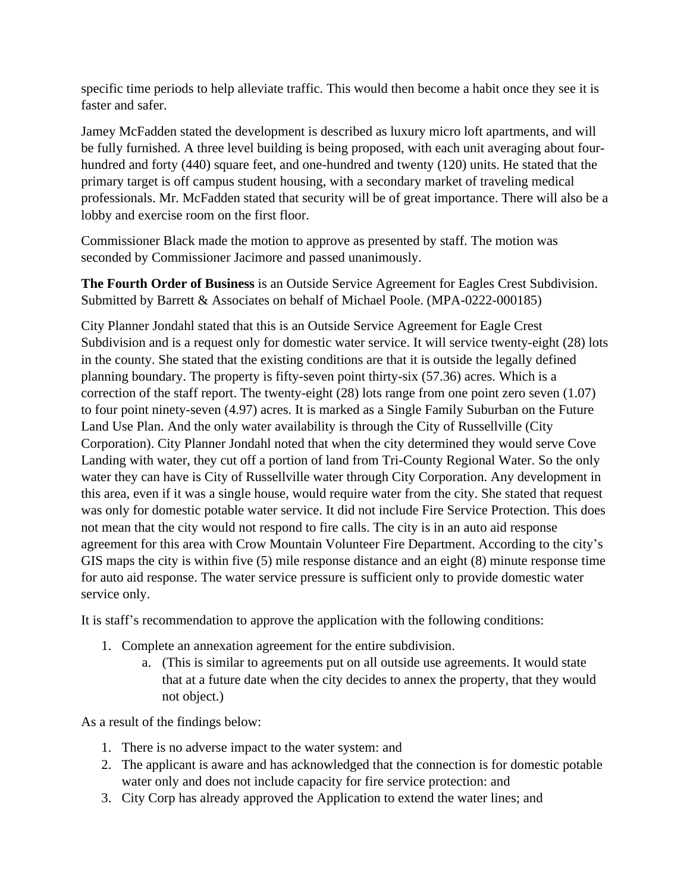specific time periods to help alleviate traffic. This would then become a habit once they see it is faster and safer.

Jamey McFadden stated the development is described as luxury micro loft apartments, and will be fully furnished. A three level building is being proposed, with each unit averaging about four-hundred and forty (440) square feet, and one-hundred and twenty (120) units. He stated that the primary target is off campus student housing, with a secondary market of traveling medical professionals. Mr. McFadden stated that security will be of great importance. There will also be a lobby and exercise room on the first floor.

Commissioner Black made the motion to approve as presented by staff. The motion was seconded by Commissioner Jacimore and passed unanimously.

**The Fourth Order of Business** is an Outside Service Agreement for Eagles Crest Subdivision. Submitted by Barrett & Associates on behalf of Michael Poole. (MPA-0222-000185)

City Planner Jondahl stated that this is an Outside Service Agreement for Eagle Crest Subdivision and is a request only for domestic water service. It will service twenty-eight (28) lots in the county. She stated that the existing conditions are that it is outside the legally defined planning boundary. The property is fifty-seven point thirty-six (57.36) acres. Which is a correction of the staff report. The twenty-eight (28) lots range from one point zero seven (1.07) to four point ninety-seven (4.97) acres. It is marked as a Single Family Suburban on the Future Land Use Plan. And the only water availability is through the City of Russellville (City Corporation). City Planner Jondahl noted that when the city determined they would serve Cove Landing with water, they cut off a portion of land from Tri-County Regional Water. So the only water they can have is City of Russellville water through City Corporation. Any development in this area, even if it was a single house, would require water from the city. She stated that request was only for domestic potable water service. It did not include Fire Service Protection. This does not mean that the city would not respond to fire calls. The city is in an auto aid response agreement for this area with Crow Mountain Volunteer Fire Department. According to the city's GIS maps the city is within five (5) mile response distance and an eight (8) minute response time for auto aid response. The water service pressure is sufficient only to provide domestic water service only.

It is staff's recommendation to approve the application with the following conditions:

1. Complete an annexation agreement for the entire subdivision.
   a. (This is similar to agreements put on all outside use agreements. It would state that at a future date when the city decides to annex the property, that they would not object.)

As a result of the findings below:

1. There is no adverse impact to the water system: and
2. The applicant is aware and has acknowledged that the connection is for domestic potable water only and does not include capacity for fire service protection: and
3. City Corp has already approved the Application to extend the water lines; and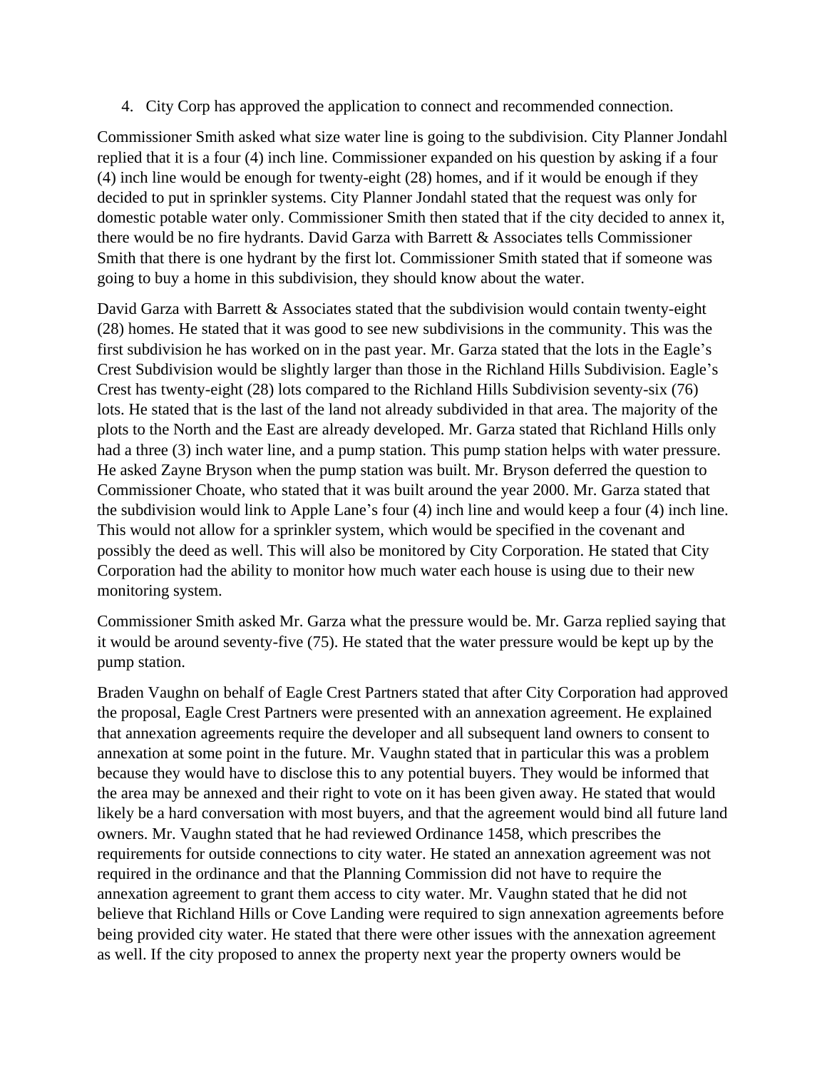4. City Corp has approved the application to connect and recommended connection.

Commissioner Smith asked what size water line is going to the subdivision. City Planner Jondahl replied that it is a four (4) inch line. Commissioner expanded on his question by asking if a four (4) inch line would be enough for twenty-eight (28) homes, and if it would be enough if they decided to put in sprinkler systems. City Planner Jondahl stated that the request was only for domestic potable water only. Commissioner Smith then stated that if the city decided to annex it, there would be no fire hydrants. David Garza with Barrett & Associates tells Commissioner Smith that there is one hydrant by the first lot. Commissioner Smith stated that if someone was going to buy a home in this subdivision, they should know about the water.

David Garza with Barrett & Associates stated that the subdivision would contain twenty-eight (28) homes. He stated that it was good to see new subdivisions in the community. This was the first subdivision he has worked on in the past year. Mr. Garza stated that the lots in the Eagle's Crest Subdivision would be slightly larger than those in the Richland Hills Subdivision. Eagle's Crest has twenty-eight (28) lots compared to the Richland Hills Subdivision seventy-six (76) lots. He stated that is the last of the land not already subdivided in that area. The majority of the plots to the North and the East are already developed. Mr. Garza stated that Richland Hills only had a three (3) inch water line, and a pump station. This pump station helps with water pressure. He asked Zayne Bryson when the pump station was built. Mr. Bryson deferred the question to Commissioner Choate, who stated that it was built around the year 2000. Mr. Garza stated that the subdivision would link to Apple Lane's four (4) inch line and would keep a four (4) inch line. This would not allow for a sprinkler system, which would be specified in the covenant and possibly the deed as well. This will also be monitored by City Corporation. He stated that City Corporation had the ability to monitor how much water each house is using due to their new monitoring system.

Commissioner Smith asked Mr. Garza what the pressure would be. Mr. Garza replied saying that it would be around seventy-five (75). He stated that the water pressure would be kept up by the pump station.

Braden Vaughn on behalf of Eagle Crest Partners stated that after City Corporation had approved the proposal, Eagle Crest Partners were presented with an annexation agreement. He explained that annexation agreements require the developer and all subsequent land owners to consent to annexation at some point in the future. Mr. Vaughn stated that in particular this was a problem because they would have to disclose this to any potential buyers. They would be informed that the area may be annexed and their right to vote on it has been given away. He stated that would likely be a hard conversation with most buyers, and that the agreement would bind all future land owners. Mr. Vaughn stated that he had reviewed Ordinance 1458, which prescribes the requirements for outside connections to city water. He stated an annexation agreement was not required in the ordinance and that the Planning Commission did not have to require the annexation agreement to grant them access to city water. Mr. Vaughn stated that he did not believe that Richland Hills or Cove Landing were required to sign annexation agreements before being provided city water. He stated that there were other issues with the annexation agreement as well. If the city proposed to annex the property next year the property owners would be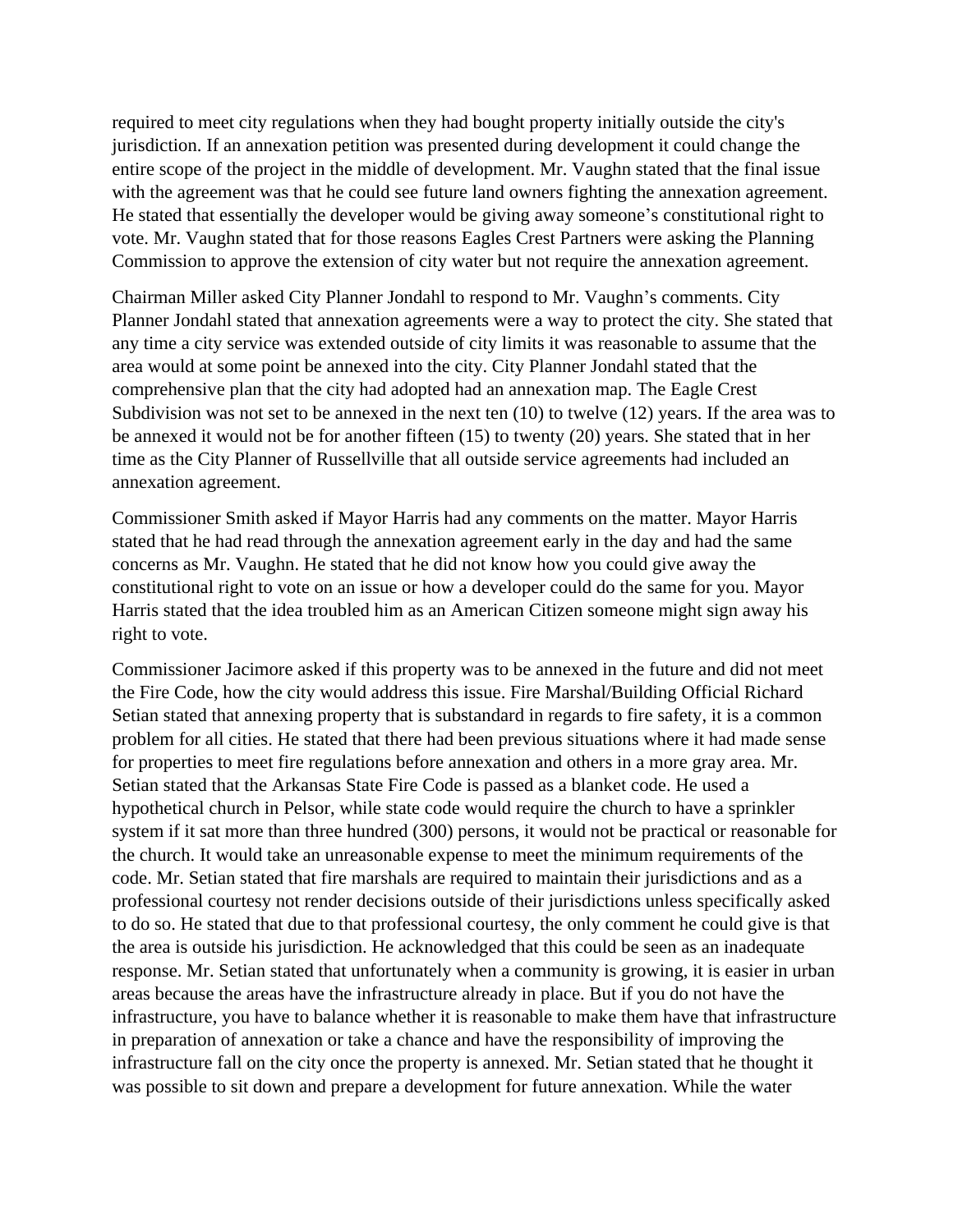required to meet city regulations when they had bought property initially outside the city's jurisdiction. If an annexation petition was presented during development it could change the entire scope of the project in the middle of development. Mr. Vaughn stated that the final issue with the agreement was that he could see future land owners fighting the annexation agreement. He stated that essentially the developer would be giving away someone's constitutional right to vote. Mr. Vaughn stated that for those reasons Eagles Crest Partners were asking the Planning Commission to approve the extension of city water but not require the annexation agreement.

Chairman Miller asked City Planner Jondahl to respond to Mr. Vaughn's comments. City Planner Jondahl stated that annexation agreements were a way to protect the city. She stated that any time a city service was extended outside of city limits it was reasonable to assume that the area would at some point be annexed into the city. City Planner Jondahl stated that the comprehensive plan that the city had adopted had an annexation map. The Eagle Crest Subdivision was not set to be annexed in the next ten (10) to twelve (12) years. If the area was to be annexed it would not be for another fifteen (15) to twenty (20) years. She stated that in her time as the City Planner of Russellville that all outside service agreements had included an annexation agreement.

Commissioner Smith asked if Mayor Harris had any comments on the matter. Mayor Harris stated that he had read through the annexation agreement early in the day and had the same concerns as Mr. Vaughn. He stated that he did not know how you could give away the constitutional right to vote on an issue or how a developer could do the same for you. Mayor Harris stated that the idea troubled him as an American Citizen someone might sign away his right to vote.

Commissioner Jacimore asked if this property was to be annexed in the future and did not meet the Fire Code, how the city would address this issue. Fire Marshal/Building Official Richard Setian stated that annexing property that is substandard in regards to fire safety, it is a common problem for all cities. He stated that there had been previous situations where it had made sense for properties to meet fire regulations before annexation and others in a more gray area. Mr. Setian stated that the Arkansas State Fire Code is passed as a blanket code. He used a hypothetical church in Pelsor, while state code would require the church to have a sprinkler system if it sat more than three hundred (300) persons, it would not be practical or reasonable for the church. It would take an unreasonable expense to meet the minimum requirements of the code. Mr. Setian stated that fire marshals are required to maintain their jurisdictions and as a professional courtesy not render decisions outside of their jurisdictions unless specifically asked to do so. He stated that due to that professional courtesy, the only comment he could give is that the area is outside his jurisdiction. He acknowledged that this could be seen as an inadequate response. Mr. Setian stated that unfortunately when a community is growing, it is easier in urban areas because the areas have the infrastructure already in place. But if you do not have the infrastructure, you have to balance whether it is reasonable to make them have that infrastructure in preparation of annexation or take a chance and have the responsibility of improving the infrastructure fall on the city once the property is annexed. Mr. Setian stated that he thought it was possible to sit down and prepare a development for future annexation. While the water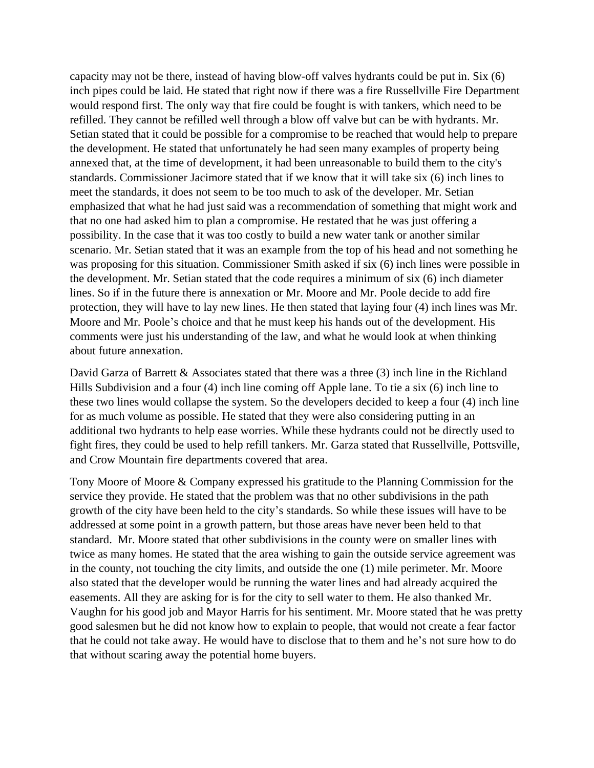capacity may not be there, instead of having blow-off valves hydrants could be put in. Six (6) inch pipes could be laid. He stated that right now if there was a fire Russellville Fire Department would respond first. The only way that fire could be fought is with tankers, which need to be refilled. They cannot be refilled well through a blow off valve but can be with hydrants. Mr. Setian stated that it could be possible for a compromise to be reached that would help to prepare the development. He stated that unfortunately he had seen many examples of property being annexed that, at the time of development, it had been unreasonable to build them to the city's standards. Commissioner Jacimore stated that if we know that it will take six (6) inch lines to meet the standards, it does not seem to be too much to ask of the developer. Mr. Setian emphasized that what he had just said was a recommendation of something that might work and that no one had asked him to plan a compromise. He restated that he was just offering a possibility. In the case that it was too costly to build a new water tank or another similar scenario. Mr. Setian stated that it was an example from the top of his head and not something he was proposing for this situation. Commissioner Smith asked if six (6) inch lines were possible in the development. Mr. Setian stated that the code requires a minimum of six (6) inch diameter lines. So if in the future there is annexation or Mr. Moore and Mr. Poole decide to add fire protection, they will have to lay new lines. He then stated that laying four (4) inch lines was Mr. Moore and Mr. Poole's choice and that he must keep his hands out of the development. His comments were just his understanding of the law, and what he would look at when thinking about future annexation.

David Garza of Barrett & Associates stated that there was a three (3) inch line in the Richland Hills Subdivision and a four (4) inch line coming off Apple lane. To tie a six (6) inch line to these two lines would collapse the system. So the developers decided to keep a four (4) inch line for as much volume as possible. He stated that they were also considering putting in an additional two hydrants to help ease worries. While these hydrants could not be directly used to fight fires, they could be used to help refill tankers. Mr. Garza stated that Russellville, Pottsville, and Crow Mountain fire departments covered that area.

Tony Moore of Moore & Company expressed his gratitude to the Planning Commission for the service they provide. He stated that the problem was that no other subdivisions in the path growth of the city have been held to the city's standards. So while these issues will have to be addressed at some point in a growth pattern, but those areas have never been held to that standard. Mr. Moore stated that other subdivisions in the county were on smaller lines with twice as many homes. He stated that the area wishing to gain the outside service agreement was in the county, not touching the city limits, and outside the one (1) mile perimeter. Mr. Moore also stated that the developer would be running the water lines and had already acquired the easements. All they are asking for is for the city to sell water to them. He also thanked Mr. Vaughn for his good job and Mayor Harris for his sentiment. Mr. Moore stated that he was pretty good salesmen but he did not know how to explain to people, that would not create a fear factor that he could not take away. He would have to disclose that to them and he's not sure how to do that without scaring away the potential home buyers.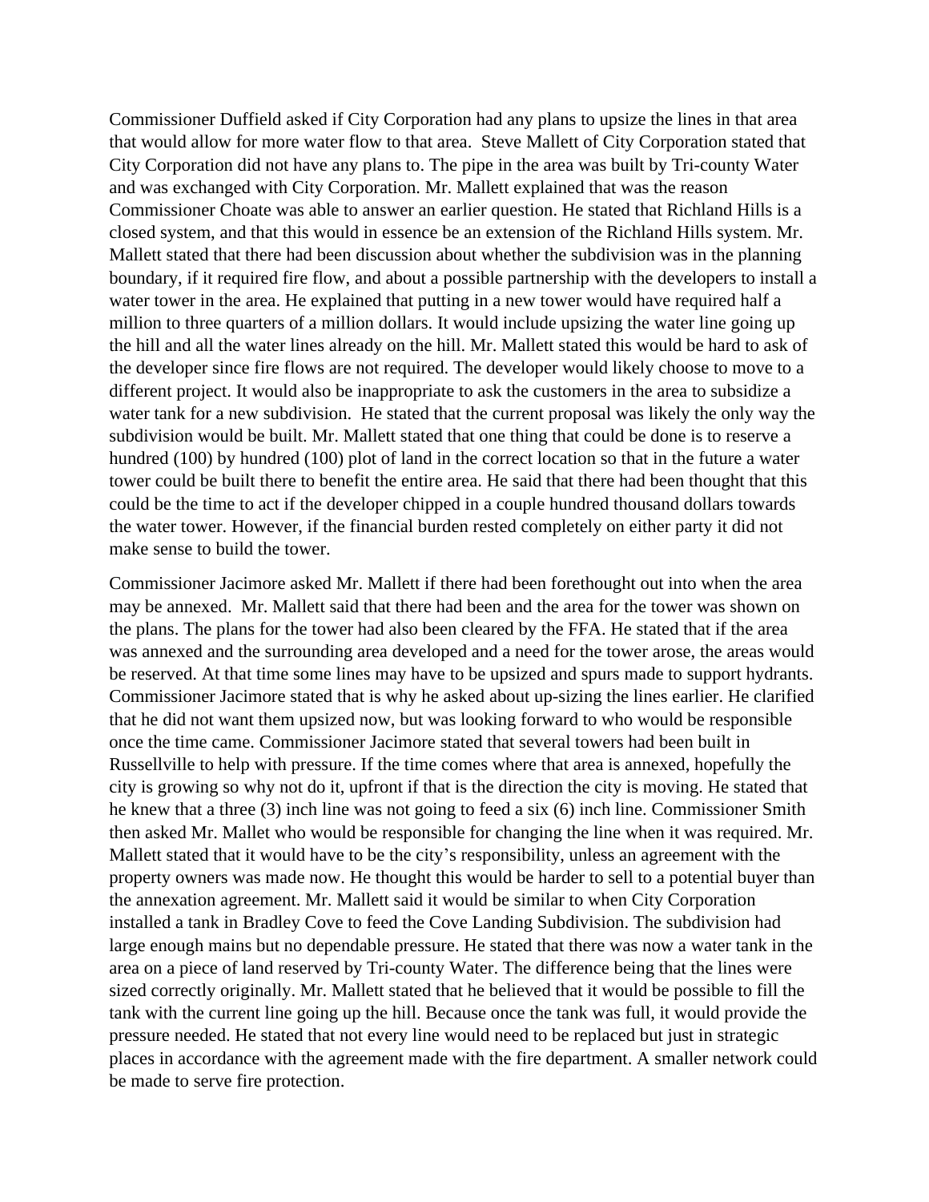Commissioner Duffield asked if City Corporation had any plans to upsize the lines in that area that would allow for more water flow to that area.  Steve Mallett of City Corporation stated that City Corporation did not have any plans to. The pipe in the area was built by Tri-county Water and was exchanged with City Corporation. Mr. Mallett explained that was the reason Commissioner Choate was able to answer an earlier question. He stated that Richland Hills is a closed system, and that this would in essence be an extension of the Richland Hills system. Mr. Mallett stated that there had been discussion about whether the subdivision was in the planning boundary, if it required fire flow, and about a possible partnership with the developers to install a water tower in the area. He explained that putting in a new tower would have required half a million to three quarters of a million dollars. It would include upsizing the water line going up the hill and all the water lines already on the hill. Mr. Mallett stated this would be hard to ask of the developer since fire flows are not required. The developer would likely choose to move to a different project. It would also be inappropriate to ask the customers in the area to subsidize a water tank for a new subdivision.  He stated that the current proposal was likely the only way the subdivision would be built. Mr. Mallett stated that one thing that could be done is to reserve a hundred (100) by hundred (100) plot of land in the correct location so that in the future a water tower could be built there to benefit the entire area. He said that there had been thought that this could be the time to act if the developer chipped in a couple hundred thousand dollars towards the water tower. However, if the financial burden rested completely on either party it did not make sense to build the tower.

Commissioner Jacimore asked Mr. Mallett if there had been forethought out into when the area may be annexed.  Mr. Mallett said that there had been and the area for the tower was shown on the plans. The plans for the tower had also been cleared by the FFA. He stated that if the area was annexed and the surrounding area developed and a need for the tower arose, the areas would be reserved. At that time some lines may have to be upsized and spurs made to support hydrants. Commissioner Jacimore stated that is why he asked about up-sizing the lines earlier. He clarified that he did not want them upsized now, but was looking forward to who would be responsible once the time came. Commissioner Jacimore stated that several towers had been built in Russellville to help with pressure. If the time comes where that area is annexed, hopefully the city is growing so why not do it, upfront if that is the direction the city is moving. He stated that he knew that a three (3) inch line was not going to feed a six (6) inch line. Commissioner Smith then asked Mr. Mallet who would be responsible for changing the line when it was required. Mr. Mallett stated that it would have to be the city's responsibility, unless an agreement with the property owners was made now. He thought this would be harder to sell to a potential buyer than the annexation agreement. Mr. Mallett said it would be similar to when City Corporation installed a tank in Bradley Cove to feed the Cove Landing Subdivision. The subdivision had large enough mains but no dependable pressure. He stated that there was now a water tank in the area on a piece of land reserved by Tri-county Water. The difference being that the lines were sized correctly originally. Mr. Mallett stated that he believed that it would be possible to fill the tank with the current line going up the hill. Because once the tank was full, it would provide the pressure needed. He stated that not every line would need to be replaced but just in strategic places in accordance with the agreement made with the fire department. A smaller network could be made to serve fire protection.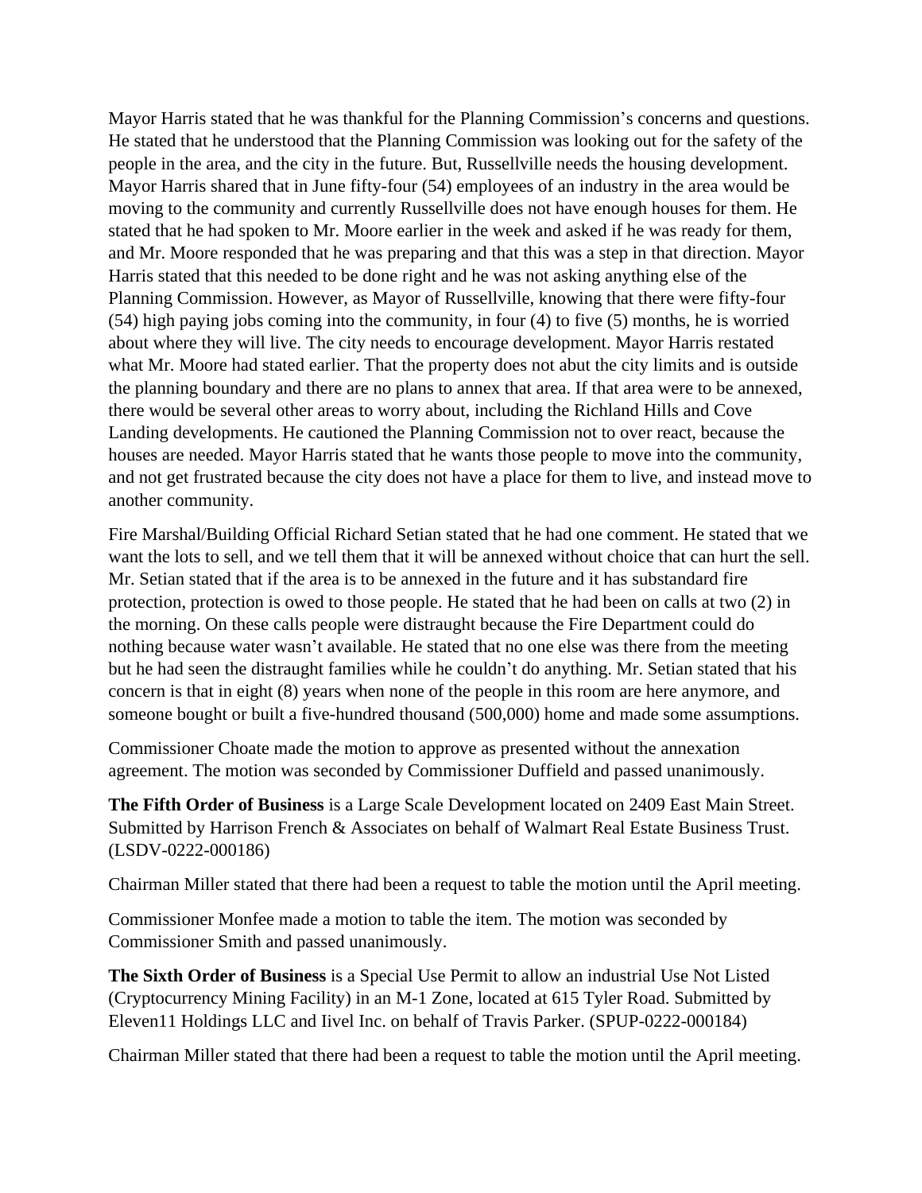Mayor Harris stated that he was thankful for the Planning Commission's concerns and questions. He stated that he understood that the Planning Commission was looking out for the safety of the people in the area, and the city in the future. But, Russellville needs the housing development. Mayor Harris shared that in June fifty-four (54) employees of an industry in the area would be moving to the community and currently Russellville does not have enough houses for them. He stated that he had spoken to Mr. Moore earlier in the week and asked if he was ready for them, and Mr. Moore responded that he was preparing and that this was a step in that direction. Mayor Harris stated that this needed to be done right and he was not asking anything else of the Planning Commission. However, as Mayor of Russellville, knowing that there were fifty-four (54) high paying jobs coming into the community, in four (4) to five (5) months, he is worried about where they will live. The city needs to encourage development. Mayor Harris restated what Mr. Moore had stated earlier. That the property does not abut the city limits and is outside the planning boundary and there are no plans to annex that area. If that area were to be annexed, there would be several other areas to worry about, including the Richland Hills and Cove Landing developments. He cautioned the Planning Commission not to over react, because the houses are needed. Mayor Harris stated that he wants those people to move into the community, and not get frustrated because the city does not have a place for them to live, and instead move to another community.

Fire Marshal/Building Official Richard Setian stated that he had one comment. He stated that we want the lots to sell, and we tell them that it will be annexed without choice that can hurt the sell. Mr. Setian stated that if the area is to be annexed in the future and it has substandard fire protection, protection is owed to those people. He stated that he had been on calls at two (2) in the morning. On these calls people were distraught because the Fire Department could do nothing because water wasn't available. He stated that no one else was there from the meeting but he had seen the distraught families while he couldn't do anything. Mr. Setian stated that his concern is that in eight (8) years when none of the people in this room are here anymore, and someone bought or built a five-hundred thousand (500,000) home and made some assumptions.

Commissioner Choate made the motion to approve as presented without the annexation agreement. The motion was seconded by Commissioner Duffield and passed unanimously.

**The Fifth Order of Business** is a Large Scale Development located on 2409 East Main Street. Submitted by Harrison French & Associates on behalf of Walmart Real Estate Business Trust. (LSDV-0222-000186)

Chairman Miller stated that there had been a request to table the motion until the April meeting.

Commissioner Monfee made a motion to table the item. The motion was seconded by Commissioner Smith and passed unanimously.

**The Sixth Order of Business** is a Special Use Permit to allow an industrial Use Not Listed (Cryptocurrency Mining Facility) in an M-1 Zone, located at 615 Tyler Road. Submitted by Eleven11 Holdings LLC and Iivel Inc. on behalf of Travis Parker. (SPUP-0222-000184)

Chairman Miller stated that there had been a request to table the motion until the April meeting.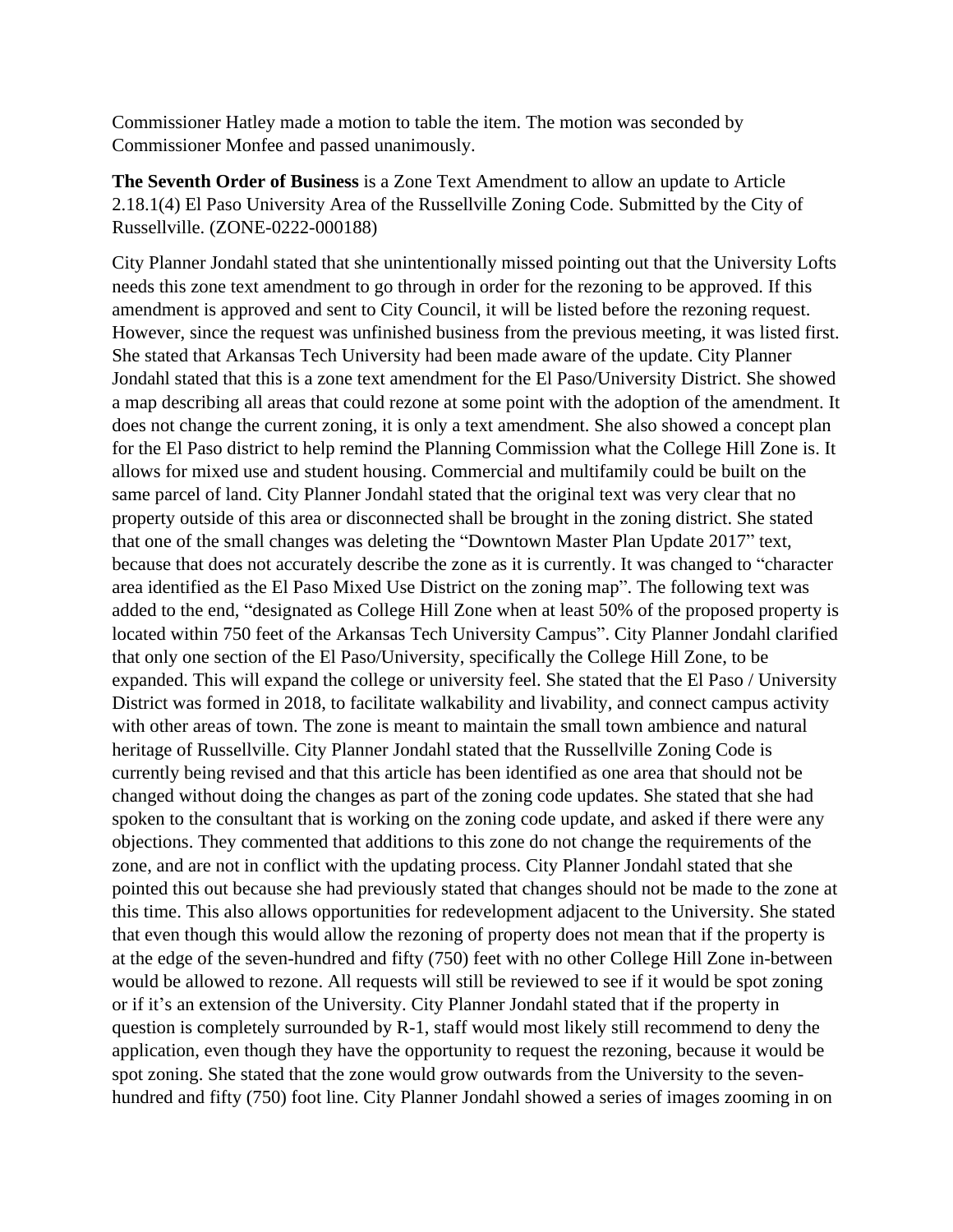Commissioner Hatley made a motion to table the item. The motion was seconded by Commissioner Monfee and passed unanimously.

**The Seventh Order of Business** is a Zone Text Amendment to allow an update to Article 2.18.1(4) El Paso University Area of the Russellville Zoning Code. Submitted by the City of Russellville. (ZONE-0222-000188)

City Planner Jondahl stated that she unintentionally missed pointing out that the University Lofts needs this zone text amendment to go through in order for the rezoning to be approved. If this amendment is approved and sent to City Council, it will be listed before the rezoning request. However, since the request was unfinished business from the previous meeting, it was listed first. She stated that Arkansas Tech University had been made aware of the update. City Planner Jondahl stated that this is a zone text amendment for the El Paso/University District. She showed a map describing all areas that could rezone at some point with the adoption of the amendment. It does not change the current zoning, it is only a text amendment. She also showed a concept plan for the El Paso district to help remind the Planning Commission what the College Hill Zone is. It allows for mixed use and student housing. Commercial and multifamily could be built on the same parcel of land. City Planner Jondahl stated that the original text was very clear that no property outside of this area or disconnected shall be brought in the zoning district. She stated that one of the small changes was deleting the "Downtown Master Plan Update 2017" text, because that does not accurately describe the zone as it is currently. It was changed to "character area identified as the El Paso Mixed Use District on the zoning map". The following text was added to the end, "designated as College Hill Zone when at least 50% of the proposed property is located within 750 feet of the Arkansas Tech University Campus". City Planner Jondahl clarified that only one section of the El Paso/University, specifically the College Hill Zone, to be expanded. This will expand the college or university feel. She stated that the El Paso / University District was formed in 2018, to facilitate walkability and livability, and connect campus activity with other areas of town. The zone is meant to maintain the small town ambience and natural heritage of Russellville. City Planner Jondahl stated that the Russellville Zoning Code is currently being revised and that this article has been identified as one area that should not be changed without doing the changes as part of the zoning code updates. She stated that she had spoken to the consultant that is working on the zoning code update, and asked if there were any objections. They commented that additions to this zone do not change the requirements of the zone, and are not in conflict with the updating process. City Planner Jondahl stated that she pointed this out because she had previously stated that changes should not be made to the zone at this time. This also allows opportunities for redevelopment adjacent to the University. She stated that even though this would allow the rezoning of property does not mean that if the property is at the edge of the seven-hundred and fifty (750) feet with no other College Hill Zone in-between would be allowed to rezone. All requests will still be reviewed to see if it would be spot zoning or if it's an extension of the University. City Planner Jondahl stated that if the property in question is completely surrounded by R-1, staff would most likely still recommend to deny the application, even though they have the opportunity to request the rezoning, because it would be spot zoning. She stated that the zone would grow outwards from the University to the seven-hundred and fifty (750) foot line. City Planner Jondahl showed a series of images zooming in on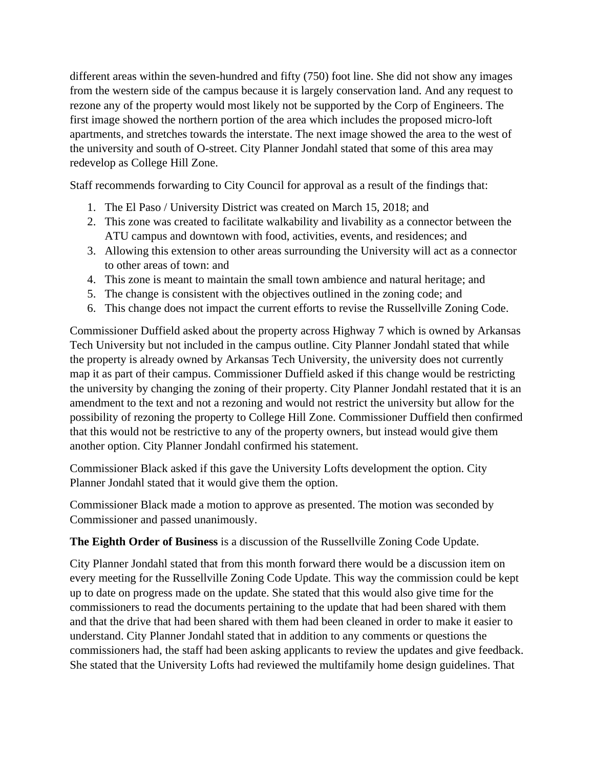different areas within the seven-hundred and fifty (750) foot line. She did not show any images from the western side of the campus because it is largely conservation land. And any request to rezone any of the property would most likely not be supported by the Corp of Engineers. The first image showed the northern portion of the area which includes the proposed micro-loft apartments, and stretches towards the interstate. The next image showed the area to the west of the university and south of O-street. City Planner Jondahl stated that some of this area may redevelop as College Hill Zone.

Staff recommends forwarding to City Council for approval as a result of the findings that:

1. The El Paso / University District was created on March 15, 2018; and
2. This zone was created to facilitate walkability and livability as a connector between the ATU campus and downtown with food, activities, events, and residences; and
3. Allowing this extension to other areas surrounding the University will act as a connector to other areas of town: and
4. This zone is meant to maintain the small town ambience and natural heritage; and
5. The change is consistent with the objectives outlined in the zoning code; and
6. This change does not impact the current efforts to revise the Russellville Zoning Code.

Commissioner Duffield asked about the property across Highway 7 which is owned by Arkansas Tech University but not included in the campus outline. City Planner Jondahl stated that while the property is already owned by Arkansas Tech University, the university does not currently map it as part of their campus. Commissioner Duffield asked if this change would be restricting the university by changing the zoning of their property. City Planner Jondahl restated that it is an amendment to the text and not a rezoning and would not restrict the university but allow for the possibility of rezoning the property to College Hill Zone. Commissioner Duffield then confirmed that this would not be restrictive to any of the property owners, but instead would give them another option. City Planner Jondahl confirmed his statement.

Commissioner Black asked if this gave the University Lofts development the option. City Planner Jondahl stated that it would give them the option.

Commissioner Black made a motion to approve as presented. The motion was seconded by Commissioner and passed unanimously.

**The Eighth Order of Business** is a discussion of the Russellville Zoning Code Update.

City Planner Jondahl stated that from this month forward there would be a discussion item on every meeting for the Russellville Zoning Code Update. This way the commission could be kept up to date on progress made on the update. She stated that this would also give time for the commissioners to read the documents pertaining to the update that had been shared with them and that the drive that had been shared with them had been cleaned in order to make it easier to understand. City Planner Jondahl stated that in addition to any comments or questions the commissioners had, the staff had been asking applicants to review the updates and give feedback. She stated that the University Lofts had reviewed the multifamily home design guidelines. That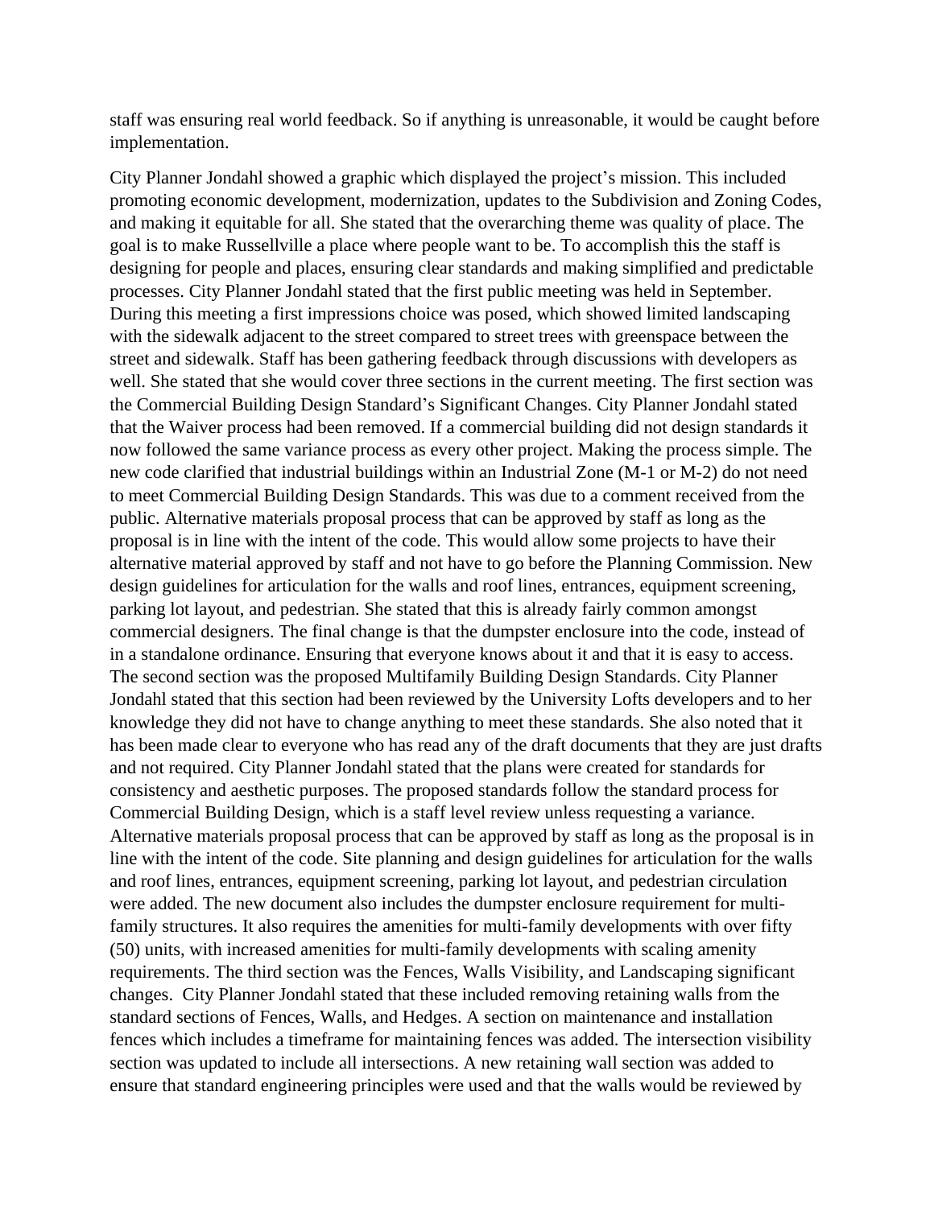staff was ensuring real world feedback. So if anything is unreasonable, it would be caught before implementation.

City Planner Jondahl showed a graphic which displayed the project's mission. This included promoting economic development, modernization, updates to the Subdivision and Zoning Codes, and making it equitable for all. She stated that the overarching theme was quality of place. The goal is to make Russellville a place where people want to be. To accomplish this the staff is designing for people and places, ensuring clear standards and making simplified and predictable processes. City Planner Jondahl stated that the first public meeting was held in September. During this meeting a first impressions choice was posed, which showed limited landscaping with the sidewalk adjacent to the street compared to street trees with greenspace between the street and sidewalk. Staff has been gathering feedback through discussions with developers as well. She stated that she would cover three sections in the current meeting. The first section was the Commercial Building Design Standard's Significant Changes. City Planner Jondahl stated that the Waiver process had been removed. If a commercial building did not design standards it now followed the same variance process as every other project. Making the process simple. The new code clarified that industrial buildings within an Industrial Zone (M-1 or M-2) do not need to meet Commercial Building Design Standards. This was due to a comment received from the public. Alternative materials proposal process that can be approved by staff as long as the proposal is in line with the intent of the code. This would allow some projects to have their alternative material approved by staff and not have to go before the Planning Commission. New design guidelines for articulation for the walls and roof lines, entrances, equipment screening, parking lot layout, and pedestrian. She stated that this is already fairly common amongst commercial designers. The final change is that the dumpster enclosure into the code, instead of in a standalone ordinance. Ensuring that everyone knows about it and that it is easy to access. The second section was the proposed Multifamily Building Design Standards. City Planner Jondahl stated that this section had been reviewed by the University Lofts developers and to her knowledge they did not have to change anything to meet these standards. She also noted that it has been made clear to everyone who has read any of the draft documents that they are just drafts and not required. City Planner Jondahl stated that the plans were created for standards for consistency and aesthetic purposes. The proposed standards follow the standard process for Commercial Building Design, which is a staff level review unless requesting a variance. Alternative materials proposal process that can be approved by staff as long as the proposal is in line with the intent of the code. Site planning and design guidelines for articulation for the walls and roof lines, entrances, equipment screening, parking lot layout, and pedestrian circulation were added. The new document also includes the dumpster enclosure requirement for multi-family structures. It also requires the amenities for multi-family developments with over fifty (50) units, with increased amenities for multi-family developments with scaling amenity requirements. The third section was the Fences, Walls Visibility, and Landscaping significant changes. City Planner Jondahl stated that these included removing retaining walls from the standard sections of Fences, Walls, and Hedges. A section on maintenance and installation fences which includes a timeframe for maintaining fences was added. The intersection visibility section was updated to include all intersections. A new retaining wall section was added to ensure that standard engineering principles were used and that the walls would be reviewed by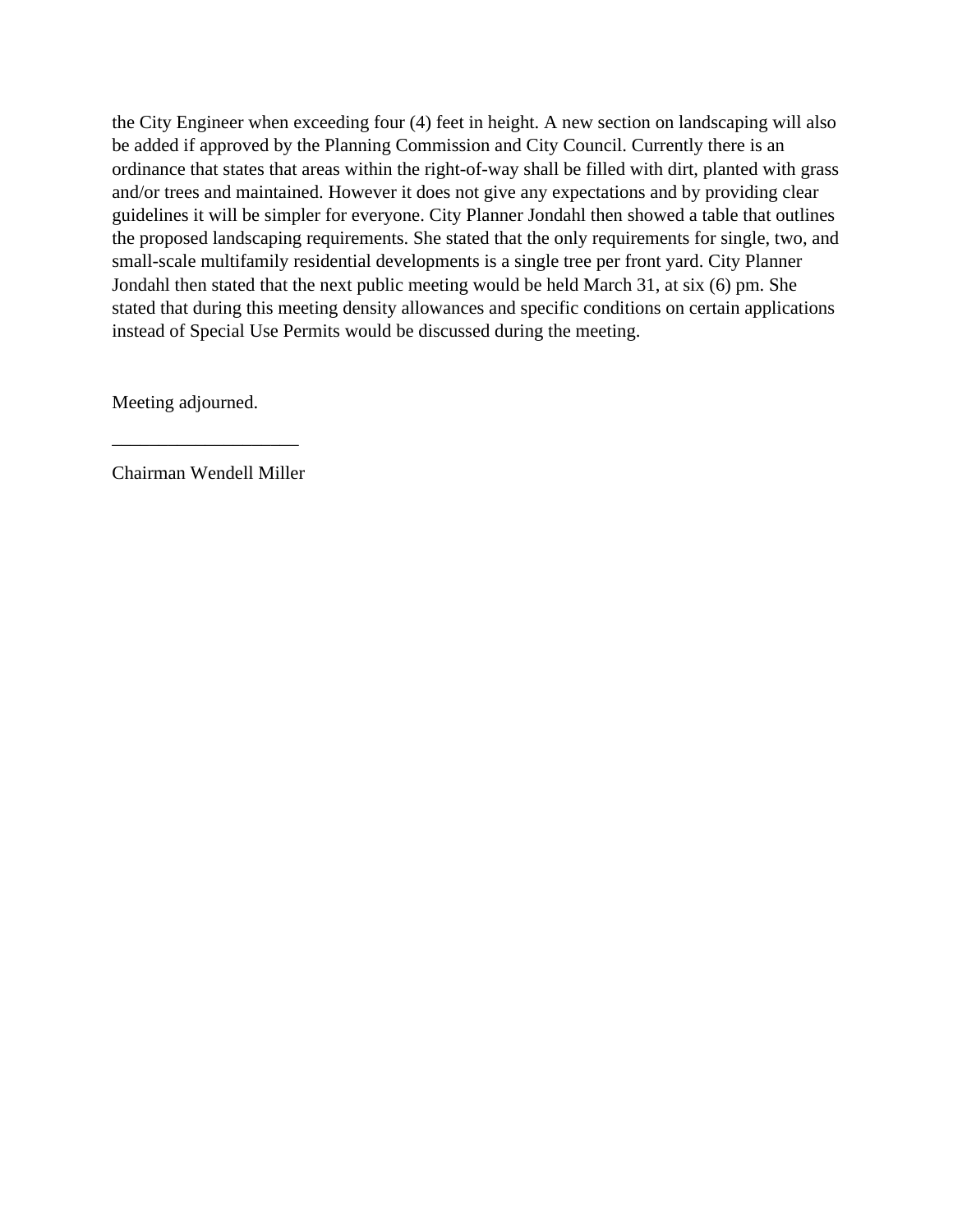the City Engineer when exceeding four (4) feet in height. A new section on landscaping will also be added if approved by the Planning Commission and City Council. Currently there is an ordinance that states that areas within the right-of-way shall be filled with dirt, planted with grass and/or trees and maintained. However it does not give any expectations and by providing clear guidelines it will be simpler for everyone. City Planner Jondahl then showed a table that outlines the proposed landscaping requirements. She stated that the only requirements for single, two, and small-scale multifamily residential developments is a single tree per front yard. City Planner Jondahl then stated that the next public meeting would be held March 31, at six (6) pm. She stated that during this meeting density allowances and specific conditions on certain applications instead of Special Use Permits would be discussed during the meeting.

Meeting adjourned.

____________________

Chairman Wendell Miller